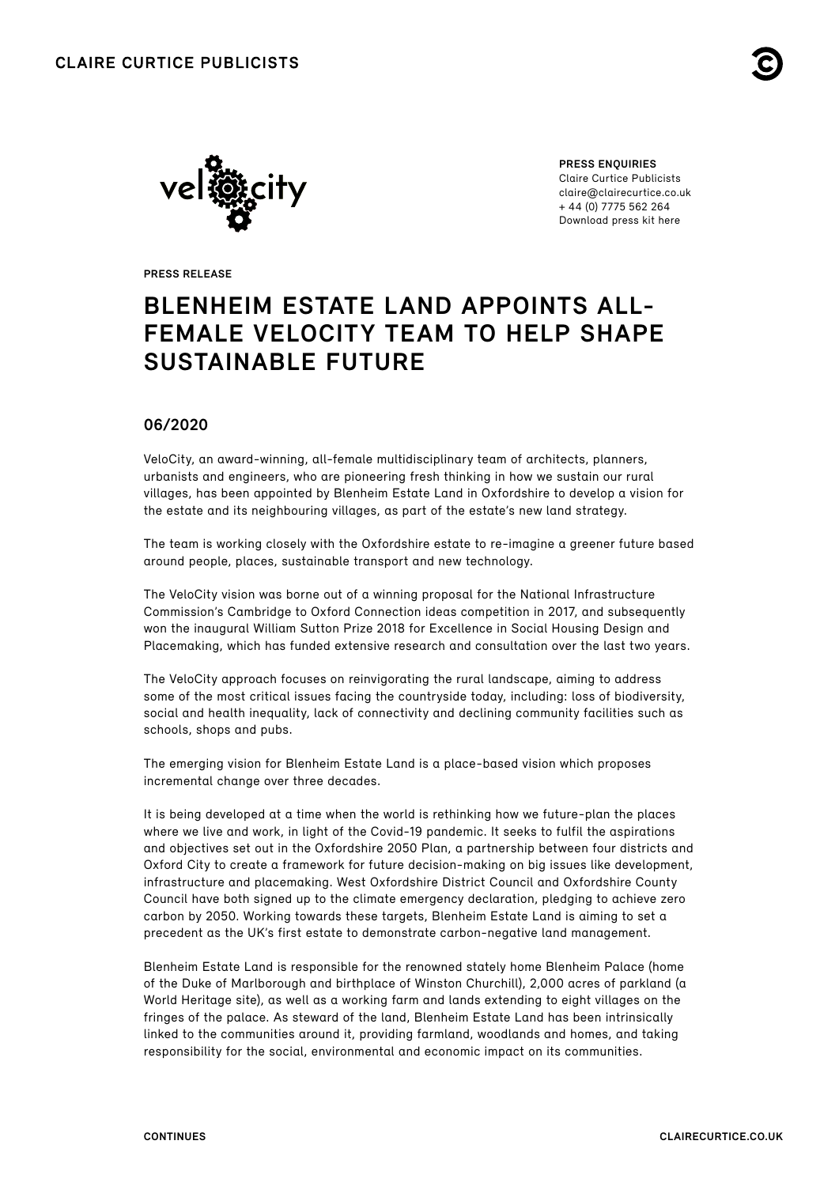**PRESS ENQUIRIES**
Claire Curtice Publicists
claire@clairecurtice.co.uk
+ 44 (0) 7775 562 264
Download press kit here

**PRESS RELEASE**

# BLENHEIM ESTATE LAND APPOINTS ALL-FEMALE VELOCITY TEAM TO HELP SHAPE SUSTAINABLE FUTURE

## 06/2020

VeloCity, an award-winning, all-female multidisciplinary team of architects, planners, urbanists and engineers, who are pioneering fresh thinking in how we sustain our rural villages, has been appointed by Blenheim Estate Land in Oxfordshire to develop a vision for the estate and its neighbouring villages, as part of the estate's new land strategy.

The team is working closely with the Oxfordshire estate to re-imagine a greener future based around people, places, sustainable transport and new technology.

The VeloCity vision was borne out of a winning proposal for the National Infrastructure Commission's Cambridge to Oxford Connection ideas competition in 2017, and subsequently won the inaugural William Sutton Prize 2018 for Excellence in Social Housing Design and Placemaking, which has funded extensive research and consultation over the last two years.

The VeloCity approach focuses on reinvigorating the rural landscape, aiming to address some of the most critical issues facing the countryside today, including: loss of biodiversity, social and health inequality, lack of connectivity and declining community facilities such as schools, shops and pubs.

The emerging vision for Blenheim Estate Land is a place-based vision which proposes incremental change over three decades.

It is being developed at a time when the world is rethinking how we future-plan the places where we live and work, in light of the Covid-19 pandemic. It seeks to fulfil the aspirations and objectives set out in the Oxfordshire 2050 Plan, a partnership between four districts and Oxford City to create a framework for future decision-making on big issues like development, infrastructure and placemaking. West Oxfordshire District Council and Oxfordshire County Council have both signed up to the climate emergency declaration, pledging to achieve zero carbon by 2050. Working towards these targets, Blenheim Estate Land is aiming to set a precedent as the UK's first estate to demonstrate carbon-negative land management.

Blenheim Estate Land is responsible for the renowned stately home Blenheim Palace (home of the Duke of Marlborough and birthplace of Winston Churchill), 2,000 acres of parkland (a World Heritage site), as well as a working farm and lands extending to eight villages on the fringes of the palace. As steward of the land, Blenheim Estate Land has been intrinsically linked to the communities around it, providing farmland, woodlands and homes, and taking responsibility for the social, environmental and economic impact on its communities.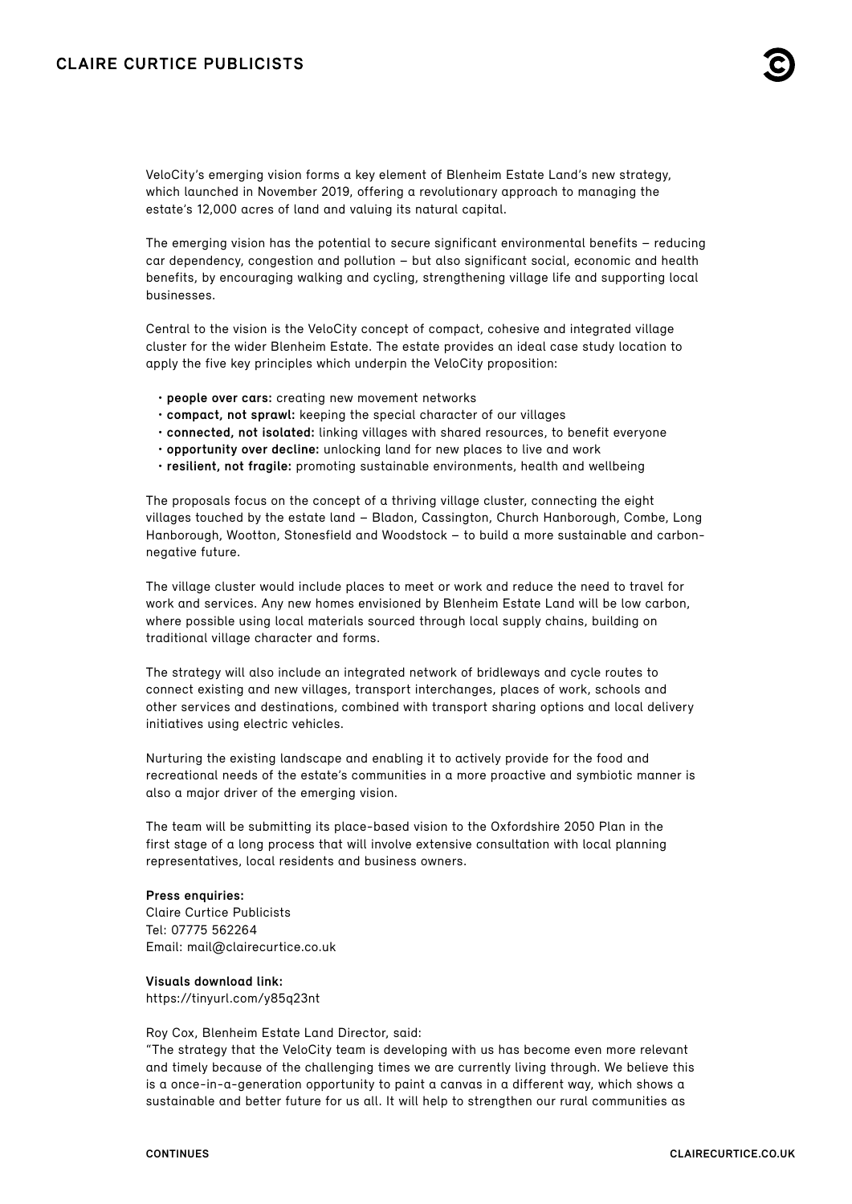VeloCity's emerging vision forms a key element of Blenheim Estate Land's new strategy, which launched in November 2019, offering a revolutionary approach to managing the estate's 12,000 acres of land and valuing its natural capital.

The emerging vision has the potential to secure significant environmental benefits – reducing car dependency, congestion and pollution – but also significant social, economic and health benefits, by encouraging walking and cycling, strengthening village life and supporting local businesses.

Central to the vision is the VeloCity concept of compact, cohesive and integrated village cluster for the wider Blenheim Estate. The estate provides an ideal case study location to apply the five key principles which underpin the VeloCity proposition:

- **people over cars:** creating new movement networks
- **compact, not sprawl:** keeping the special character of our villages
- **connected, not isolated:** linking villages with shared resources, to benefit everyone
- **opportunity over decline:** unlocking land for new places to live and work
- **resilient, not fragile:** promoting sustainable environments, health and wellbeing

The proposals focus on the concept of a thriving village cluster, connecting the eight villages touched by the estate land – Bladon, Cassington, Church Hanborough, Combe, Long Hanborough, Wootton, Stonesfield and Woodstock – to build a more sustainable and carbon-negative future.

The village cluster would include places to meet or work and reduce the need to travel for work and services. Any new homes envisioned by Blenheim Estate Land will be low carbon, where possible using local materials sourced through local supply chains, building on traditional village character and forms.

The strategy will also include an integrated network of bridleways and cycle routes to connect existing and new villages, transport interchanges, places of work, schools and other services and destinations, combined with transport sharing options and local delivery initiatives using electric vehicles.

Nurturing the existing landscape and enabling it to actively provide for the food and recreational needs of the estate's communities in a more proactive and symbiotic manner is also a major driver of the emerging vision.

The team will be submitting its place-based vision to the Oxfordshire 2050 Plan in the first stage of a long process that will involve extensive consultation with local planning representatives, local residents and business owners.

**Press enquiries:**
Claire Curtice Publicists
Tel: 07775 562264
Email: mail@clairecurtice.co.uk

**Visuals download link:**
https://tinyurl.com/y85q23nt

Roy Cox, Blenheim Estate Land Director, said:
"The strategy that the VeloCity team is developing with us has become even more relevant and timely because of the challenging times we are currently living through. We believe this is a once-in-a-generation opportunity to paint a canvas in a different way, which shows a sustainable and better future for us all. It will help to strengthen our rural communities as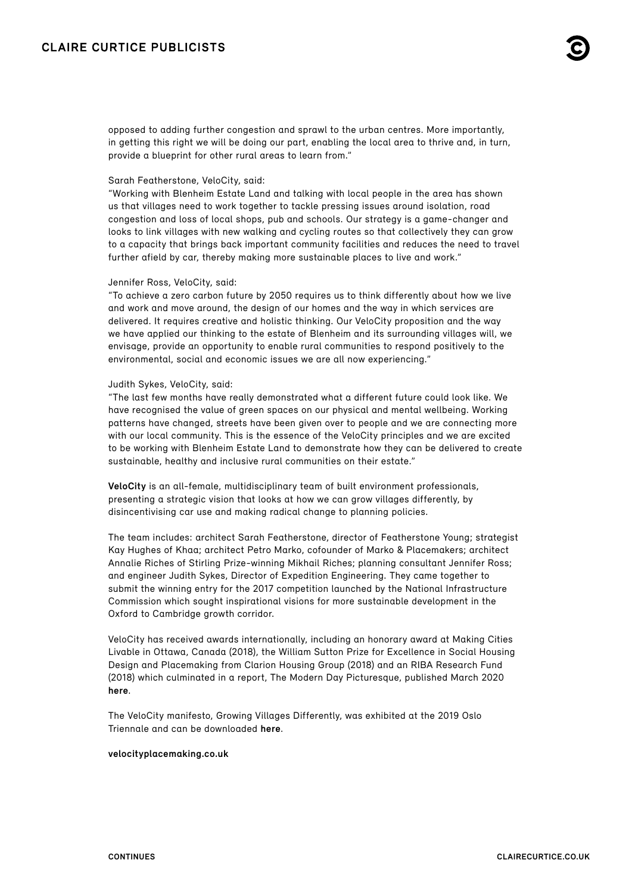opposed to adding further congestion and sprawl to the urban centres. More importantly, in getting this right we will be doing our part, enabling the local area to thrive and, in turn, provide a blueprint for other rural areas to learn from."

Sarah Featherstone, VeloCity, said:
"Working with Blenheim Estate Land and talking with local people in the area has shown us that villages need to work together to tackle pressing issues around isolation, road congestion and loss of local shops, pub and schools. Our strategy is a game-changer and looks to link villages with new walking and cycling routes so that collectively they can grow to a capacity that brings back important community facilities and reduces the need to travel further afield by car, thereby making more sustainable places to live and work."

Jennifer Ross, VeloCity, said:
"To achieve a zero carbon future by 2050 requires us to think differently about how we live and work and move around, the design of our homes and the way in which services are delivered. It requires creative and holistic thinking. Our VeloCity proposition and the way we have applied our thinking to the estate of Blenheim and its surrounding villages will, we envisage, provide an opportunity to enable rural communities to respond positively to the environmental, social and economic issues we are all now experiencing."

Judith Sykes, VeloCity, said:
"The last few months have really demonstrated what a different future could look like. We have recognised the value of green spaces on our physical and mental wellbeing. Working patterns have changed, streets have been given over to people and we are connecting more with our local community. This is the essence of the VeloCity principles and we are excited to be working with Blenheim Estate Land to demonstrate how they can be delivered to create sustainable, healthy and inclusive rural communities on their estate."

**VeloCity** is an all-female, multidisciplinary team of built environment professionals, presenting a strategic vision that looks at how we can grow villages differently, by disincentivising car use and making radical change to planning policies.

The team includes: architect Sarah Featherstone, director of Featherstone Young; strategist Kay Hughes of Khaa; architect Petro Marko, cofounder of Marko & Placemakers; architect Annalie Riches of Stirling Prize-winning Mikhail Riches; planning consultant Jennifer Ross; and engineer Judith Sykes, Director of Expedition Engineering. They came together to submit the winning entry for the 2017 competition launched by the National Infrastructure Commission which sought inspirational visions for more sustainable development in the Oxford to Cambridge growth corridor.

VeloCity has received awards internationally, including an honorary award at Making Cities Livable in Ottawa, Canada (2018), the William Sutton Prize for Excellence in Social Housing Design and Placemaking from Clarion Housing Group (2018) and an RIBA Research Fund (2018) which culminated in a report, The Modern Day Picturesque, published March 2020 **here**.

The VeloCity manifesto, Growing Villages Differently, was exhibited at the 2019 Oslo Triennale and can be downloaded **here**.

**velocityplacemaking.co.uk**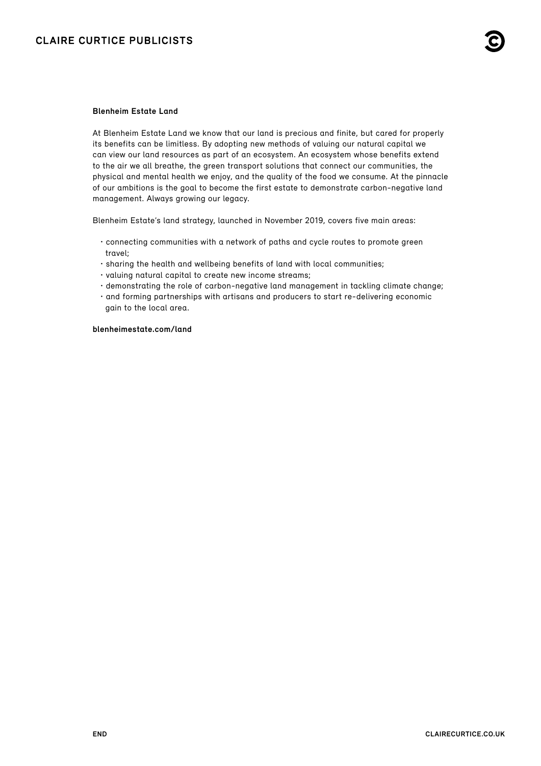**Blenheim Estate Land**

At Blenheim Estate Land we know that our land is precious and finite, but cared for properly its benefits can be limitless. By adopting new methods of valuing our natural capital we can view our land resources as part of an ecosystem. An ecosystem whose benefits extend to the air we all breathe, the green transport solutions that connect our communities, the physical and mental health we enjoy, and the quality of the food we consume. At the pinnacle of our ambitions is the goal to become the first estate to demonstrate carbon-negative land management. Always growing our legacy.

Blenheim Estate's land strategy, launched in November 2019, covers five main areas:

- connecting communities with a network of paths and cycle routes to promote green travel;
- sharing the health and wellbeing benefits of land with local communities;
- valuing natural capital to create new income streams;
- demonstrating the role of carbon-negative land management in tackling climate change;
- and forming partnerships with artisans and producers to start re-delivering economic gain to the local area.

**blenheimestate.com/land**

**END**